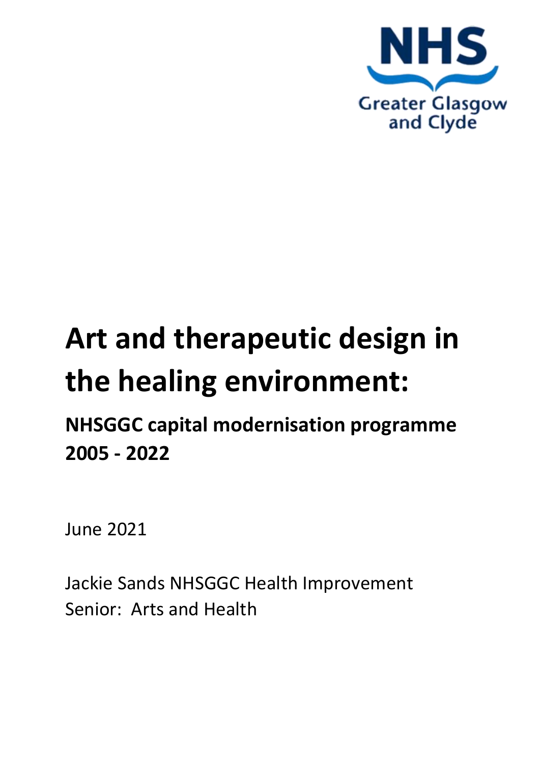NHS Greater Glasgow and Clyde

# Art and therapeutic design in the healing environment:

## NHSGGC capital modernisation programme 2005 - 2022

June 2021

Jackie Sands NHSGGC Health Improvement Senior: Arts and Health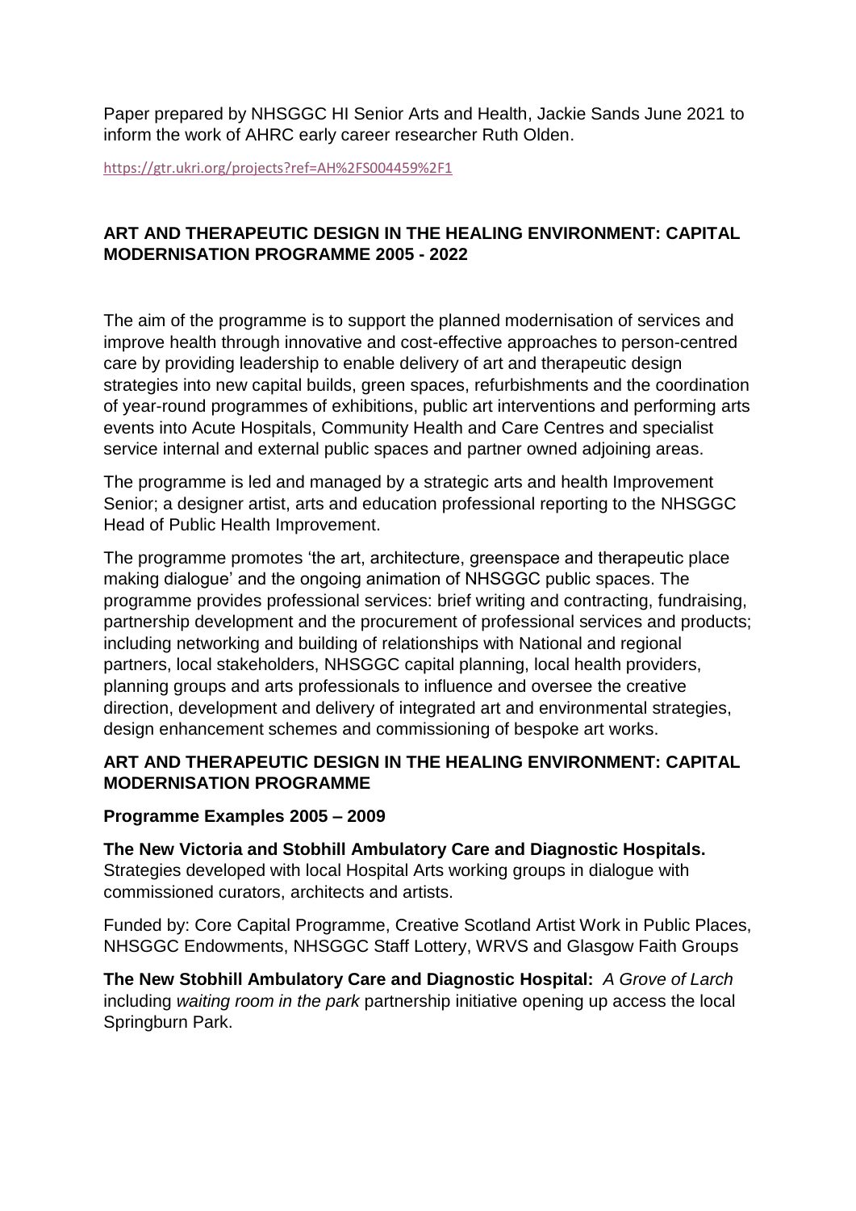Paper prepared by NHSGGC HI Senior Arts and Health, Jackie Sands June 2021 to inform the work of AHRC early career researcher Ruth Olden.

https://gtr.ukri.org/projects?ref=AH%2FS004459%2F1

**ART AND THERAPEUTIC DESIGN IN THE HEALING ENVIRONMENT: CAPITAL MODERNISATION PROGRAMME 2005 - 2022**

The aim of the programme is to support the planned modernisation of services and improve health through innovative and cost-effective approaches to person-centred care by providing leadership to enable delivery of art and therapeutic design strategies into new capital builds, green spaces, refurbishments and the coordination of year-round programmes of exhibitions, public art interventions and performing arts events into Acute Hospitals, Community Health and Care Centres and specialist service internal and external public spaces and partner owned adjoining areas.

The programme is led and managed by a strategic arts and health Improvement Senior; a designer artist, arts and education professional reporting to the NHSGGC Head of Public Health Improvement.

The programme promotes 'the art, architecture, greenspace and therapeutic place making dialogue' and the ongoing animation of NHSGGC public spaces. The programme provides professional services: brief writing and contracting, fundraising, partnership development and the procurement of professional services and products; including networking and building of relationships with National and regional partners, local stakeholders, NHSGGC capital planning, local health providers, planning groups and arts professionals to influence and oversee the creative direction, development and delivery of integrated art and environmental strategies, design enhancement schemes and commissioning of bespoke art works.

**ART AND THERAPEUTIC DESIGN IN THE HEALING ENVIRONMENT: CAPITAL MODERNISATION PROGRAMME**

**Programme Examples 2005 – 2009**

**The New Victoria and Stobhill Ambulatory Care and Diagnostic Hospitals.** Strategies developed with local Hospital Arts working groups in dialogue with commissioned curators, architects and artists.

Funded by: Core Capital Programme, Creative Scotland Artist Work in Public Places, NHSGGC Endowments, NHSGGC Staff Lottery, WRVS and Glasgow Faith Groups

**The New Stobhill Ambulatory Care and Diagnostic Hospital:** *A Grove of Larch* including *waiting room in the park* partnership initiative opening up access the local Springburn Park.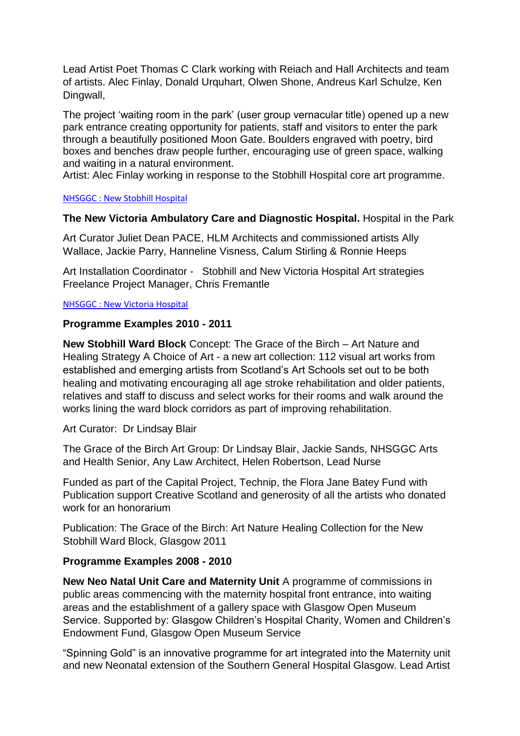Lead Artist Poet Thomas C Clark working with Reiach and Hall Architects and team of artists. Alec Finlay, Donald Urquhart, Olwen Shone, Andreus Karl Schulze, Ken Dingwall,

The project 'waiting room in the park' (user group vernacular title) opened up a new park entrance creating opportunity for patients, staff and visitors to enter the park through a beautifully positioned Moon Gate. Boulders engraved with poetry, bird boxes and benches draw people further, encouraging use of green space, walking and waiting in a natural environment.
Artist: Alec Finlay working in response to the Stobhill Hospital core art programme.

NHSGGC : New Stobhill Hospital

**The New Victoria Ambulatory Care and Diagnostic Hospital.** Hospital in the Park

Art Curator Juliet Dean PACE, HLM Architects and commissioned artists Ally Wallace, Jackie Parry, Hanneline Visness, Calum Stirling & Ronnie Heeps

Art Installation Coordinator - Stobhill and New Victoria Hospital Art strategies Freelance Project Manager, Chris Fremantle

NHSGGC : New Victoria Hospital

**Programme Examples 2010 - 2011**

**New Stobhill Ward Block** Concept: The Grace of the Birch – Art Nature and Healing Strategy A Choice of Art - a new art collection: 112 visual art works from established and emerging artists from Scotland's Art Schools set out to be both healing and motivating encouraging all age stroke rehabilitation and older patients, relatives and staff to discuss and select works for their rooms and walk around the works lining the ward block corridors as part of improving rehabilitation.

Art Curator: Dr Lindsay Blair

The Grace of the Birch Art Group: Dr Lindsay Blair, Jackie Sands, NHSGGC Arts and Health Senior, Any Law Architect, Helen Robertson, Lead Nurse

Funded as part of the Capital Project, Technip, the Flora Jane Batey Fund with Publication support Creative Scotland and generosity of all the artists who donated work for an honorarium

Publication: The Grace of the Birch: Art Nature Healing Collection for the New Stobhill Ward Block, Glasgow 2011

**Programme Examples 2008 - 2010**

**New Neo Natal Unit Care and Maternity Unit** A programme of commissions in public areas commencing with the maternity hospital front entrance, into waiting areas and the establishment of a gallery space with Glasgow Open Museum Service. Supported by: Glasgow Children's Hospital Charity, Women and Children's Endowment Fund, Glasgow Open Museum Service

"Spinning Gold" is an innovative programme for art integrated into the Maternity unit and new Neonatal extension of the Southern General Hospital Glasgow. Lead Artist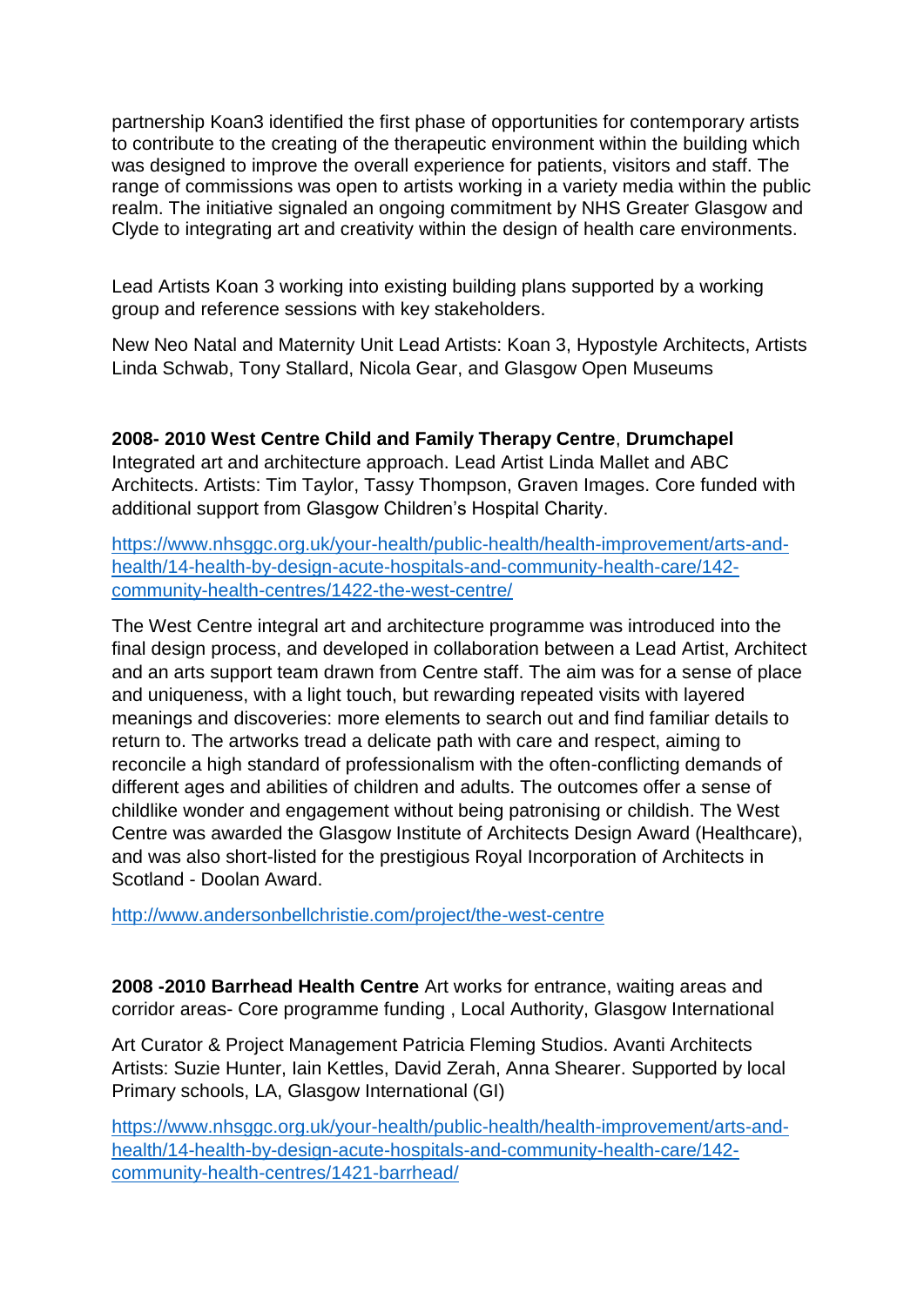partnership Koan3 identified the first phase of opportunities for contemporary artists to contribute to the creating of the therapeutic environment within the building which was designed to improve the overall experience for patients, visitors and staff. The range of commissions was open to artists working in a variety media within the public realm. The initiative signaled an ongoing commitment by NHS Greater Glasgow and Clyde to integrating art and creativity within the design of health care environments.

Lead Artists Koan 3 working into existing building plans supported by a working group and reference sessions with key stakeholders.

New Neo Natal and Maternity Unit Lead Artists: Koan 3, Hypostyle Architects, Artists Linda Schwab, Tony Stallard, Nicola Gear, and Glasgow Open Museums

**2008- 2010 West Centre Child and Family Therapy Centre**, **Drumchapel**
Integrated art and architecture approach. Lead Artist Linda Mallet and ABC Architects. Artists: Tim Taylor, Tassy Thompson, Graven Images. Core funded with additional support from Glasgow Children's Hospital Charity.

https://www.nhsggc.org.uk/your-health/public-health/health-improvement/arts-and-health/14-health-by-design-acute-hospitals-and-community-health-care/142-community-health-centres/1422-the-west-centre/

The West Centre integral art and architecture programme was introduced into the final design process, and developed in collaboration between a Lead Artist, Architect and an arts support team drawn from Centre staff. The aim was for a sense of place and uniqueness, with a light touch, but rewarding repeated visits with layered meanings and discoveries: more elements to search out and find familiar details to return to. The artworks tread a delicate path with care and respect, aiming to reconcile a high standard of professionalism with the often-conflicting demands of different ages and abilities of children and adults. The outcomes offer a sense of childlike wonder and engagement without being patronising or childish. The West Centre was awarded the Glasgow Institute of Architects Design Award (Healthcare), and was also short-listed for the prestigious Royal Incorporation of Architects in Scotland - Doolan Award.

http://www.andersonbellchristie.com/project/the-west-centre

**2008 -2010 Barrhead Health Centre** Art works for entrance, waiting areas and corridor areas- Core programme funding , Local Authority, Glasgow International

Art Curator & Project Management Patricia Fleming Studios. Avanti Architects Artists: Suzie Hunter, Iain Kettles, David Zerah, Anna Shearer. Supported by local Primary schools, LA, Glasgow International (GI)

https://www.nhsggc.org.uk/your-health/public-health/health-improvement/arts-and-health/14-health-by-design-acute-hospitals-and-community-health-care/142-community-health-centres/1421-barrhead/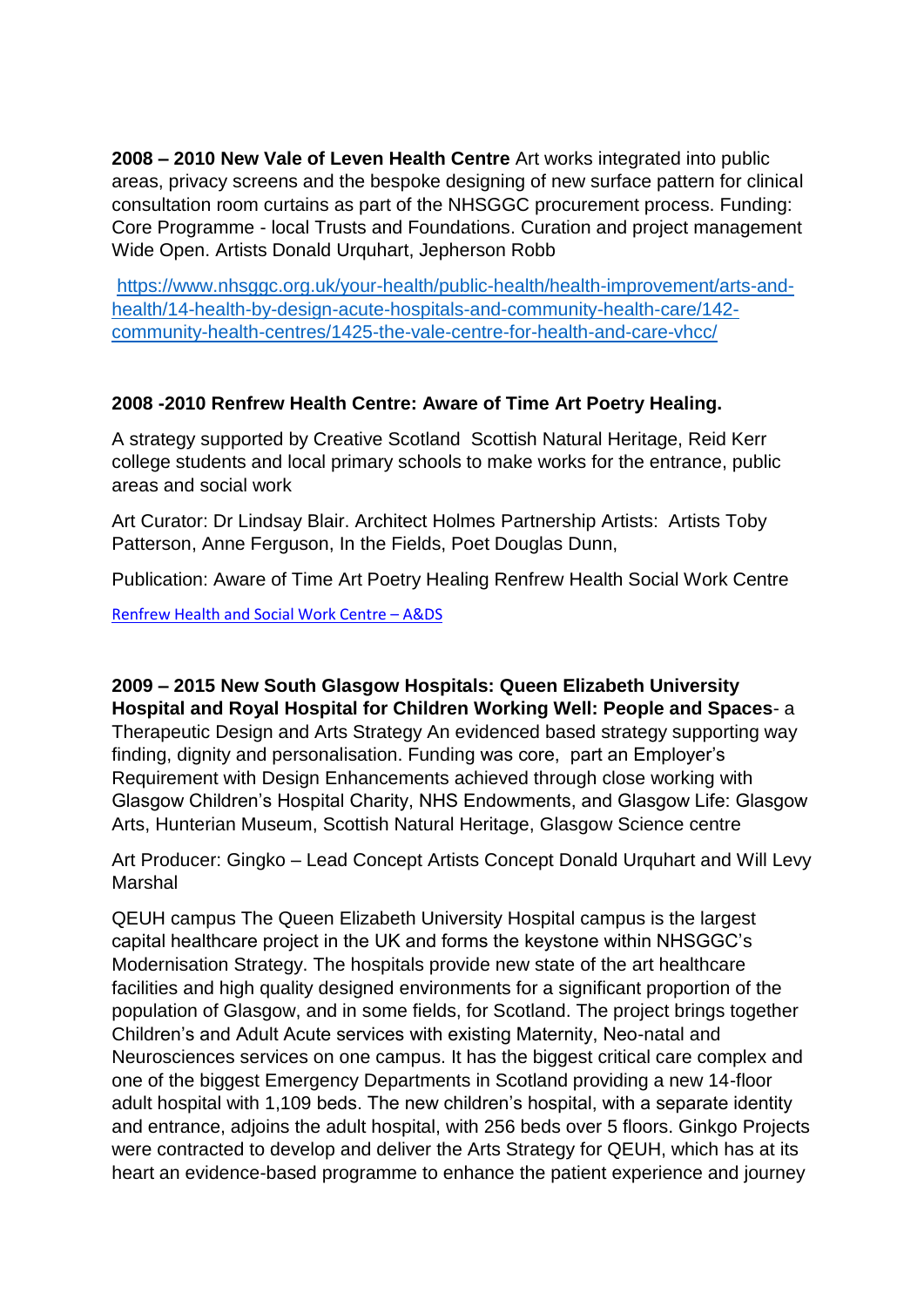**2008 – 2010 New Vale of Leven Health Centre** Art works integrated into public areas, privacy screens and the bespoke designing of new surface pattern for clinical consultation room curtains as part of the NHSGGC procurement process. Funding: Core Programme - local Trusts and Foundations. Curation and project management Wide Open. Artists Donald Urquhart, Jepherson Robb

https://www.nhsggc.org.uk/your-health/public-health/health-improvement/arts-and-health/14-health-by-design-acute-hospitals-and-community-health-care/142-community-health-centres/1425-the-vale-centre-for-health-and-care-vhcc/

**2008 -2010 Renfrew Health Centre: Aware of Time Art Poetry Healing.**

A strategy supported by Creative Scotland Scottish Natural Heritage, Reid Kerr college students and local primary schools to make works for the entrance, public areas and social work

Art Curator: Dr Lindsay Blair. Architect Holmes Partnership Artists: Artists Toby Patterson, Anne Ferguson, In the Fields, Poet Douglas Dunn,

Publication: Aware of Time Art Poetry Healing Renfrew Health Social Work Centre

Renfrew Health and Social Work Centre – A&DS

**2009 – 2015 New South Glasgow Hospitals: Queen Elizabeth University Hospital and Royal Hospital for Children Working Well: People and Spaces**- a Therapeutic Design and Arts Strategy An evidenced based strategy supporting way finding, dignity and personalisation. Funding was core, part an Employer's Requirement with Design Enhancements achieved through close working with Glasgow Children's Hospital Charity, NHS Endowments, and Glasgow Life: Glasgow Arts, Hunterian Museum, Scottish Natural Heritage, Glasgow Science centre

Art Producer: Gingko – Lead Concept Artists Concept Donald Urquhart and Will Levy Marshal

QEUH campus The Queen Elizabeth University Hospital campus is the largest capital healthcare project in the UK and forms the keystone within NHSGGC's Modernisation Strategy. The hospitals provide new state of the art healthcare facilities and high quality designed environments for a significant proportion of the population of Glasgow, and in some fields, for Scotland. The project brings together Children's and Adult Acute services with existing Maternity, Neo-natal and Neurosciences services on one campus. It has the biggest critical care complex and one of the biggest Emergency Departments in Scotland providing a new 14-floor adult hospital with 1,109 beds. The new children's hospital, with a separate identity and entrance, adjoins the adult hospital, with 256 beds over 5 floors. Ginkgo Projects were contracted to develop and deliver the Arts Strategy for QEUH, which has at its heart an evidence-based programme to enhance the patient experience and journey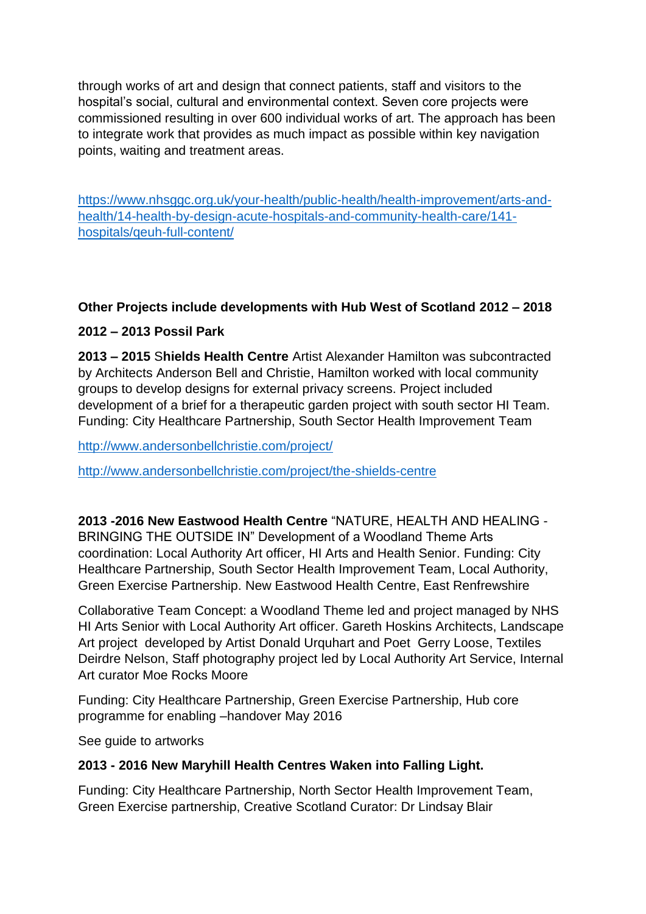through works of art and design that connect patients, staff and visitors to the hospital's social, cultural and environmental context. Seven core projects were commissioned resulting in over 600 individual works of art. The approach has been to integrate work that provides as much impact as possible within key navigation points, waiting and treatment areas.

https://www.nhsggc.org.uk/your-health/public-health/health-improvement/arts-and-health/14-health-by-design-acute-hospitals-and-community-health-care/141-hospitals/qeuh-full-content/

**Other Projects include developments with Hub West of Scotland 2012 – 2018**

**2012 – 2013 Possil Park**

**2013 – 2015 Shields Health Centre** Artist Alexander Hamilton was subcontracted by Architects Anderson Bell and Christie, Hamilton worked with local community groups to develop designs for external privacy screens. Project included development of a brief for a therapeutic garden project with south sector HI Team. Funding: City Healthcare Partnership, South Sector Health Improvement Team

http://www.andersonbellchristie.com/project/

http://www.andersonbellchristie.com/project/the-shields-centre

**2013 -2016 New Eastwood Health Centre** "NATURE, HEALTH AND HEALING - BRINGING THE OUTSIDE IN" Development of a Woodland Theme Arts coordination: Local Authority Art officer, HI Arts and Health Senior. Funding: City Healthcare Partnership, South Sector Health Improvement Team, Local Authority, Green Exercise Partnership. New Eastwood Health Centre, East Renfrewshire

Collaborative Team Concept: a Woodland Theme led and project managed by NHS HI Arts Senior with Local Authority Art officer. Gareth Hoskins Architects, Landscape Art project developed by Artist Donald Urquhart and Poet Gerry Loose, Textiles Deirdre Nelson, Staff photography project led by Local Authority Art Service, Internal Art curator Moe Rocks Moore

Funding: City Healthcare Partnership, Green Exercise Partnership, Hub core programme for enabling –handover May 2016

See guide to artworks

**2013 - 2016 New Maryhill Health Centres Waken into Falling Light.**

Funding: City Healthcare Partnership, North Sector Health Improvement Team, Green Exercise partnership, Creative Scotland Curator: Dr Lindsay Blair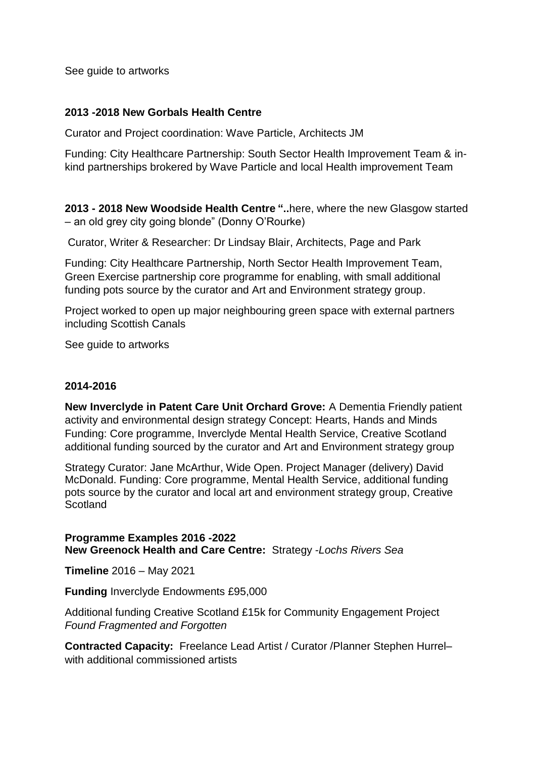See guide to artworks

**2013 -2018 New Gorbals Health Centre**

Curator and Project coordination: Wave Particle, Architects JM

Funding: City Healthcare Partnership: South Sector Health Improvement Team & in-kind partnerships brokered by Wave Particle and local Health improvement Team

**2013 - 2018 New Woodside Health Centre "..**here, where the new Glasgow started – an old grey city going blonde" (Donny O'Rourke)

Curator, Writer & Researcher: Dr Lindsay Blair, Architects, Page and Park

Funding: City Healthcare Partnership, North Sector Health Improvement Team, Green Exercise partnership core programme for enabling, with small additional funding pots source by the curator and Art and Environment strategy group.

Project worked to open up major neighbouring green space with external partners including Scottish Canals

See guide to artworks

**2014-2016**

**New Inverclyde in Patent Care Unit Orchard Grove:** A Dementia Friendly patient activity and environmental design strategy Concept: Hearts, Hands and Minds Funding: Core programme, Inverclyde Mental Health Service, Creative Scotland additional funding sourced by the curator and Art and Environment strategy group

Strategy Curator: Jane McArthur, Wide Open. Project Manager (delivery) David McDonald. Funding: Core programme, Mental Health Service, additional funding pots source by the curator and local art and environment strategy group, Creative Scotland

**Programme Examples 2016 -2022**
**New Greenock Health and Care Centre:** Strategy -*Lochs Rivers Sea*

**Timeline** 2016 – May 2021

**Funding** Inverclyde Endowments £95,000

Additional funding Creative Scotland £15k for Community Engagement Project *Found Fragmented and Forgotten*

**Contracted Capacity:** Freelance Lead Artist / Curator /Planner Stephen Hurrel– with additional commissioned artists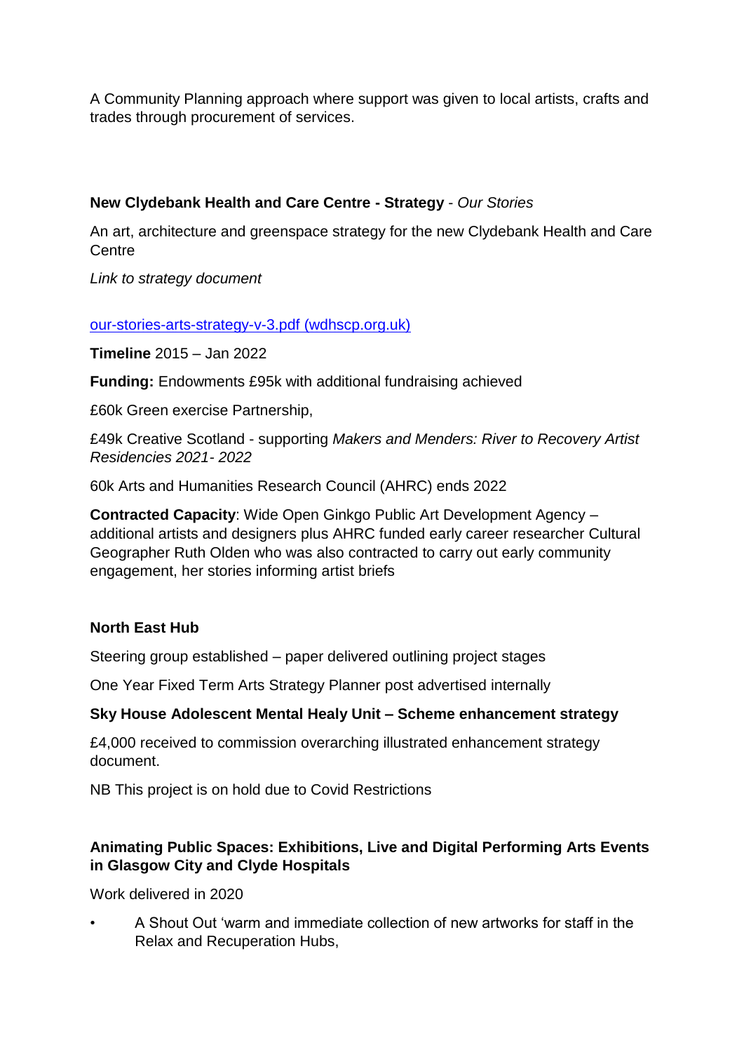A Community Planning approach where support was given to local artists, crafts and trades through procurement of services.

**New Clydebank Health and Care Centre - Strategy** - *Our Stories*

An art, architecture and greenspace strategy for the new Clydebank Health and Care Centre

*Link to strategy document*

[our-stories-arts-strategy-v-3.pdf (wdhscp.org.uk)](our-stories-arts-strategy-v-3.pdf (wdhscp.org.uk))

**Timeline** 2015 – Jan 2022

**Funding:** Endowments £95k with additional fundraising achieved

£60k Green exercise Partnership,

£49k Creative Scotland - supporting *Makers and Menders: River to Recovery Artist Residencies 2021- 2022*

60k Arts and Humanities Research Council (AHRC) ends 2022

**Contracted Capacity**: Wide Open Ginkgo Public Art Development Agency – additional artists and designers plus AHRC funded early career researcher Cultural Geographer Ruth Olden who was also contracted to carry out early community engagement, her stories informing artist briefs

**North East Hub**

Steering group established – paper delivered outlining project stages

One Year Fixed Term Arts Strategy Planner post advertised internally

**Sky House Adolescent Mental Healy Unit – Scheme enhancement strategy**

£4,000 received to commission overarching illustrated enhancement strategy document.

NB This project is on hold due to Covid Restrictions

**Animating Public Spaces: Exhibitions, Live and Digital Performing Arts Events in Glasgow City and Clyde Hospitals**

Work delivered in 2020

- A Shout Out 'warm and immediate collection of new artworks for staff in the Relax and Recuperation Hubs,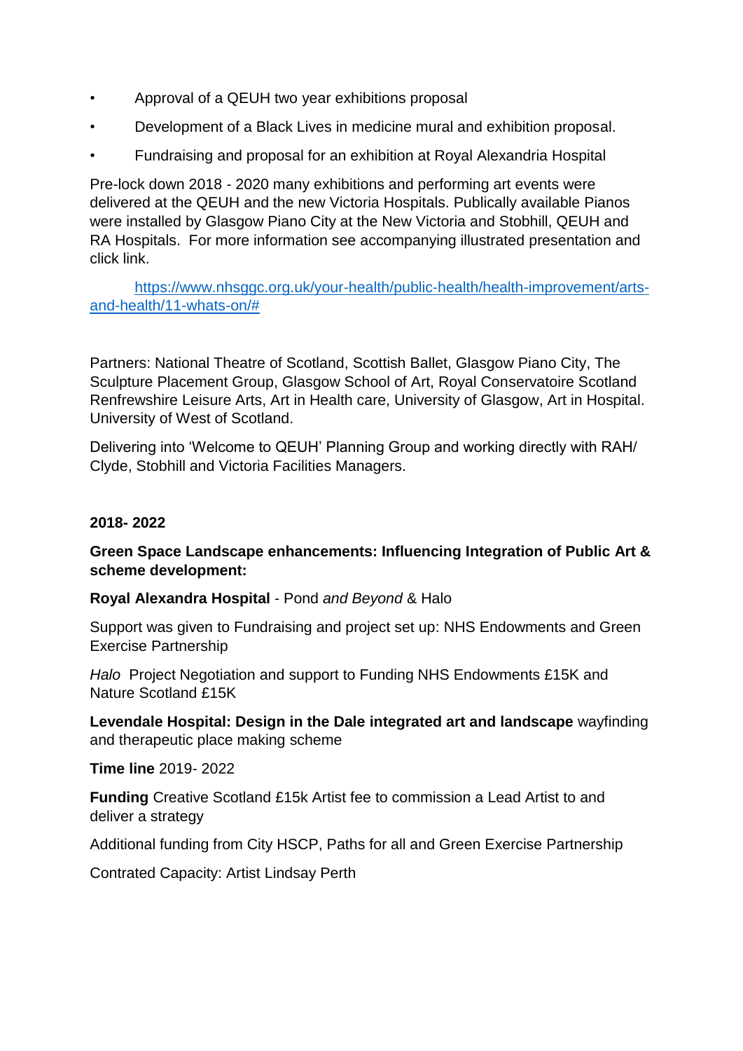- Approval of a QEUH two year exhibitions proposal
- Development of a Black Lives in medicine mural and exhibition proposal.
- Fundraising and proposal for an exhibition at Royal Alexandria Hospital

Pre-lock down 2018 - 2020 many exhibitions and performing art events were delivered at the QEUH and the new Victoria Hospitals. Publically available Pianos were installed by Glasgow Piano City at the New Victoria and Stobhill, QEUH and RA Hospitals. For more information see accompanying illustrated presentation and click link.

[https://www.nhsggc.org.uk/your-health/public-health/health-improvement/arts-and-health/11-whats-on/#](https://www.nhsggc.org.uk/your-health/public-health/health-improvement/arts-and-health/11-whats-on/#)

Partners: National Theatre of Scotland, Scottish Ballet, Glasgow Piano City, The Sculpture Placement Group, Glasgow School of Art, Royal Conservatoire Scotland Renfrewshire Leisure Arts, Art in Health care, University of Glasgow, Art in Hospital. University of West of Scotland.

Delivering into 'Welcome to QEUH' Planning Group and working directly with RAH/ Clyde, Stobhill and Victoria Facilities Managers.

**2018- 2022**

**Green Space Landscape enhancements: Influencing Integration of Public Art & scheme development:**

**Royal Alexandra Hospital** - Pond *and Beyond* & Halo

Support was given to Fundraising and project set up: NHS Endowments and Green Exercise Partnership

*Halo* Project Negotiation and support to Funding NHS Endowments £15K and Nature Scotland £15K

**Levendale Hospital: Design in the Dale integrated art and landscape** wayfinding and therapeutic place making scheme

**Time line** 2019- 2022

**Funding** Creative Scotland £15k Artist fee to commission a Lead Artist to and deliver a strategy

Additional funding from City HSCP, Paths for all and Green Exercise Partnership

Contrated Capacity: Artist Lindsay Perth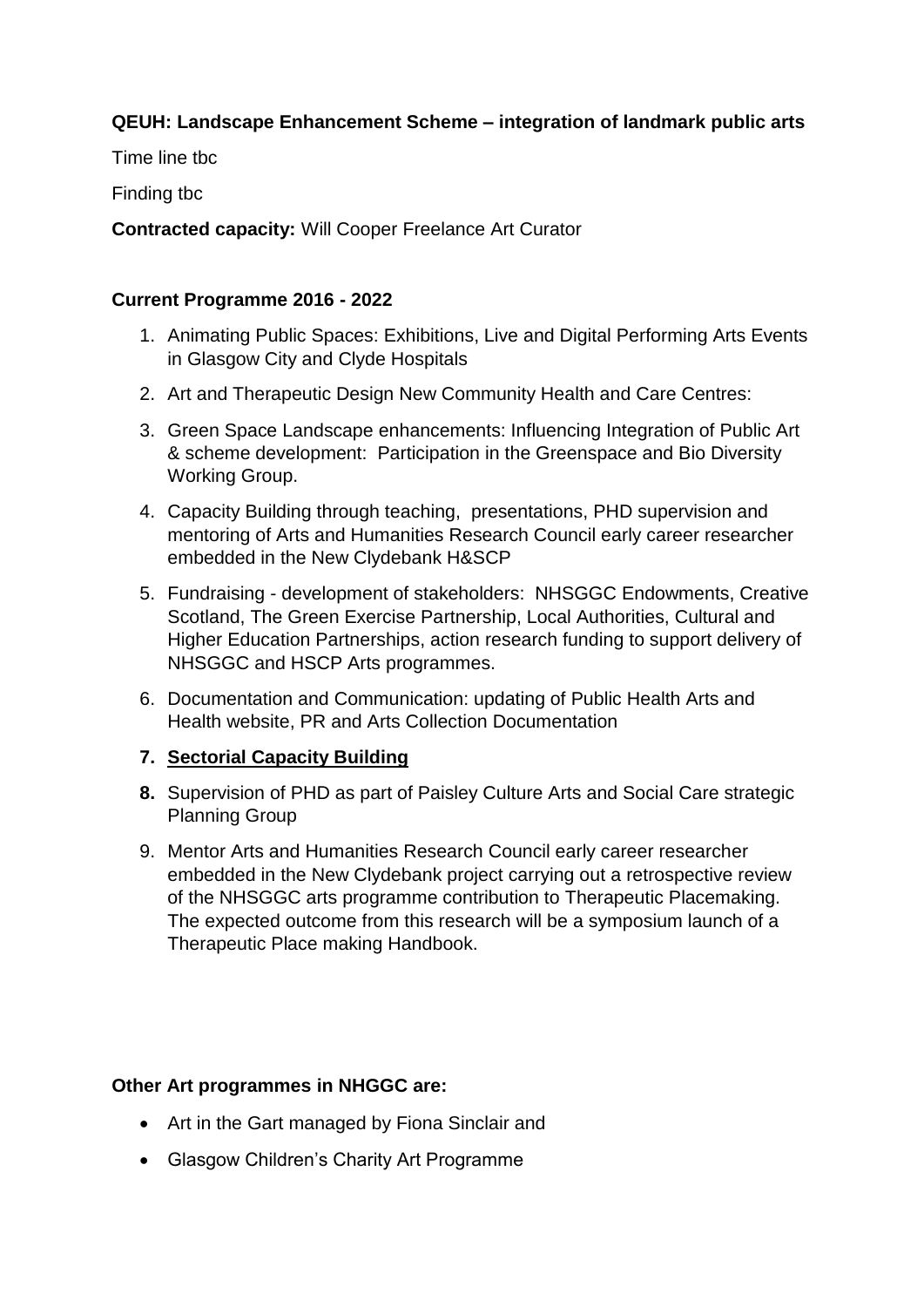**QEUH: Landscape Enhancement Scheme – integration of landmark public arts**

Time line tbc

Finding tbc

**Contracted capacity:** Will Cooper Freelance Art Curator

**Current Programme 2016 - 2022**

1. Animating Public Spaces: Exhibitions, Live and Digital Performing Arts Events in Glasgow City and Clyde Hospitals
2. Art and Therapeutic Design New Community Health and Care Centres:
3. Green Space Landscape enhancements: Influencing Integration of Public Art & scheme development: Participation in the Greenspace and Bio Diversity Working Group.
4. Capacity Building through teaching, presentations, PHD supervision and mentoring of Arts and Humanities Research Council early career researcher embedded in the New Clydebank H&SCP
5. Fundraising - development of stakeholders: NHSGGC Endowments, Creative Scotland, The Green Exercise Partnership, Local Authorities, Cultural and Higher Education Partnerships, action research funding to support delivery of NHSGGC and HSCP Arts programmes.
6. Documentation and Communication: updating of Public Health Arts and Health website, PR and Arts Collection Documentation
7. **<u>Sectorial Capacity Building</u>**
8. Supervision of PHD as part of Paisley Culture Arts and Social Care strategic Planning Group
9. Mentor Arts and Humanities Research Council early career researcher embedded in the New Clydebank project carrying out a retrospective review of the NHSGGC arts programme contribution to Therapeutic Placemaking. The expected outcome from this research will be a symposium launch of a Therapeutic Place making Handbook.

**Other Art programmes in NHGGC are:**

- Art in the Gart managed by Fiona Sinclair and
- Glasgow Children's Charity Art Programme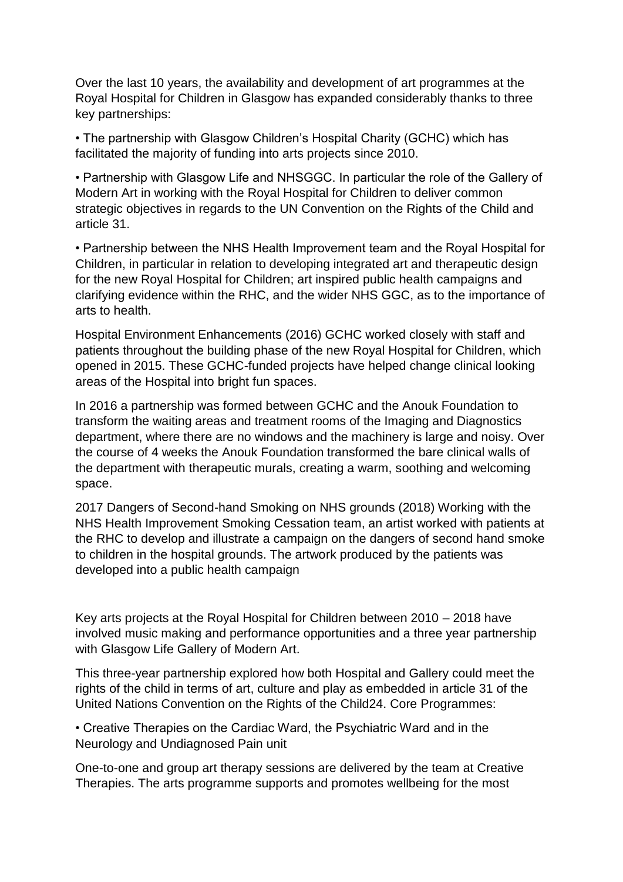Over the last 10 years, the availability and development of art programmes at the Royal Hospital for Children in Glasgow has expanded considerably thanks to three key partnerships:

• The partnership with Glasgow Children's Hospital Charity (GCHC) which has facilitated the majority of funding into arts projects since 2010.

• Partnership with Glasgow Life and NHSGGC. In particular the role of the Gallery of Modern Art in working with the Royal Hospital for Children to deliver common strategic objectives in regards to the UN Convention on the Rights of the Child and article 31.

• Partnership between the NHS Health Improvement team and the Royal Hospital for Children, in particular in relation to developing integrated art and therapeutic design for the new Royal Hospital for Children; art inspired public health campaigns and clarifying evidence within the RHC, and the wider NHS GGC, as to the importance of arts to health.

Hospital Environment Enhancements (2016) GCHC worked closely with staff and patients throughout the building phase of the new Royal Hospital for Children, which opened in 2015. These GCHC-funded projects have helped change clinical looking areas of the Hospital into bright fun spaces.

In 2016 a partnership was formed between GCHC and the Anouk Foundation to transform the waiting areas and treatment rooms of the Imaging and Diagnostics department, where there are no windows and the machinery is large and noisy. Over the course of 4 weeks the Anouk Foundation transformed the bare clinical walls of the department with therapeutic murals, creating a warm, soothing and welcoming space.

2017 Dangers of Second-hand Smoking on NHS grounds (2018) Working with the NHS Health Improvement Smoking Cessation team, an artist worked with patients at the RHC to develop and illustrate a campaign on the dangers of second hand smoke to children in the hospital grounds. The artwork produced by the patients was developed into a public health campaign

Key arts projects at the Royal Hospital for Children between 2010 – 2018 have involved music making and performance opportunities and a three year partnership with Glasgow Life Gallery of Modern Art.

This three-year partnership explored how both Hospital and Gallery could meet the rights of the child in terms of art, culture and play as embedded in article 31 of the United Nations Convention on the Rights of the Child24. Core Programmes:

• Creative Therapies on the Cardiac Ward, the Psychiatric Ward and in the Neurology and Undiagnosed Pain unit

One-to-one and group art therapy sessions are delivered by the team at Creative Therapies. The arts programme supports and promotes wellbeing for the most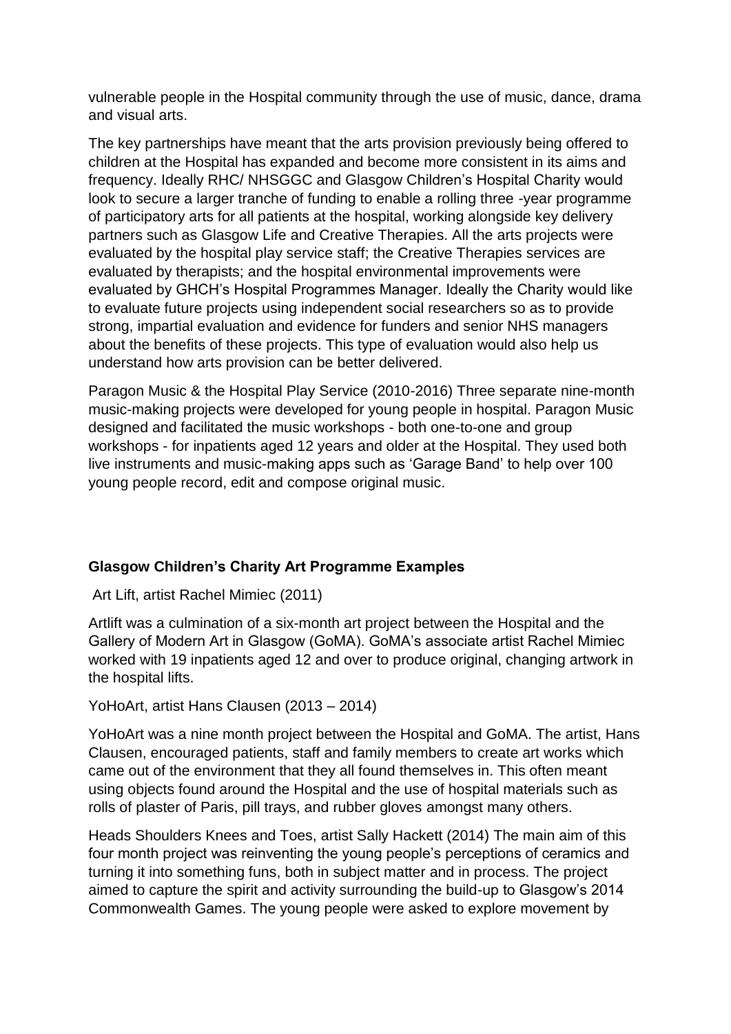vulnerable people in the Hospital community through the use of music, dance, drama and visual arts.

The key partnerships have meant that the arts provision previously being offered to children at the Hospital has expanded and become more consistent in its aims and frequency. Ideally RHC/ NHSGGC and Glasgow Children's Hospital Charity would look to secure a larger tranche of funding to enable a rolling three -year programme of participatory arts for all patients at the hospital, working alongside key delivery partners such as Glasgow Life and Creative Therapies. All the arts projects were evaluated by the hospital play service staff; the Creative Therapies services are evaluated by therapists; and the hospital environmental improvements were evaluated by GHCH's Hospital Programmes Manager. Ideally the Charity would like to evaluate future projects using independent social researchers so as to provide strong, impartial evaluation and evidence for funders and senior NHS managers about the benefits of these projects. This type of evaluation would also help us understand how arts provision can be better delivered.

Paragon Music & the Hospital Play Service (2010-2016) Three separate nine-month music-making projects were developed for young people in hospital. Paragon Music designed and facilitated the music workshops - both one-to-one and group workshops - for inpatients aged 12 years and older at the Hospital. They used both live instruments and music-making apps such as 'Garage Band' to help over 100 young people record, edit and compose original music.

**Glasgow Children's Charity Art Programme Examples**

Art Lift, artist Rachel Mimiec (2011)

Artlift was a culmination of a six-month art project between the Hospital and the Gallery of Modern Art in Glasgow (GoMA). GoMA's associate artist Rachel Mimiec worked with 19 inpatients aged 12 and over to produce original, changing artwork in the hospital lifts.

YoHoArt, artist Hans Clausen (2013 – 2014)

YoHoArt was a nine month project between the Hospital and GoMA. The artist, Hans Clausen, encouraged patients, staff and family members to create art works which came out of the environment that they all found themselves in. This often meant using objects found around the Hospital and the use of hospital materials such as rolls of plaster of Paris, pill trays, and rubber gloves amongst many others.

Heads Shoulders Knees and Toes, artist Sally Hackett (2014) The main aim of this four month project was reinventing the young people's perceptions of ceramics and turning it into something funs, both in subject matter and in process. The project aimed to capture the spirit and activity surrounding the build-up to Glasgow's 2014 Commonwealth Games. The young people were asked to explore movement by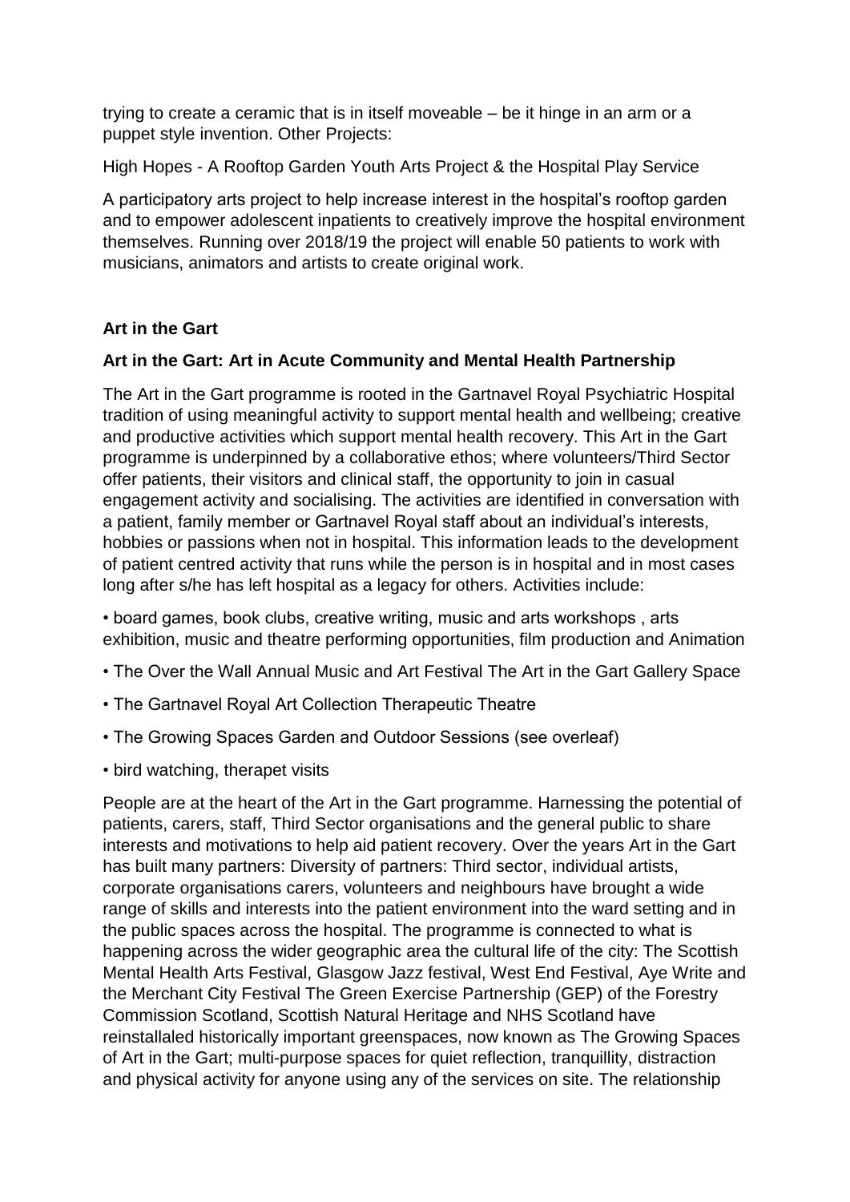trying to create a ceramic that is in itself moveable – be it hinge in an arm or a puppet style invention. Other Projects:

High Hopes - A Rooftop Garden Youth Arts Project & the Hospital Play Service

A participatory arts project to help increase interest in the hospital's rooftop garden and to empower adolescent inpatients to creatively improve the hospital environment themselves. Running over 2018/19 the project will enable 50 patients to work with musicians, animators and artists to create original work.

**Art in the Gart**

**Art in the Gart: Art in Acute Community and Mental Health Partnership**

The Art in the Gart programme is rooted in the Gartnavel Royal Psychiatric Hospital tradition of using meaningful activity to support mental health and wellbeing; creative and productive activities which support mental health recovery. This Art in the Gart programme is underpinned by a collaborative ethos; where volunteers/Third Sector offer patients, their visitors and clinical staff, the opportunity to join in casual engagement activity and socialising. The activities are identified in conversation with a patient, family member or Gartnavel Royal staff about an individual's interests, hobbies or passions when not in hospital. This information leads to the development of patient centred activity that runs while the person is in hospital and in most cases long after s/he has left hospital as a legacy for others. Activities include:

• board games, book clubs, creative writing, music and arts workshops , arts exhibition, music and theatre performing opportunities, film production and Animation

• The Over the Wall Annual Music and Art Festival The Art in the Gart Gallery Space

• The Gartnavel Royal Art Collection Therapeutic Theatre

• The Growing Spaces Garden and Outdoor Sessions (see overleaf)

• bird watching, therapet visits

People are at the heart of the Art in the Gart programme. Harnessing the potential of patients, carers, staff, Third Sector organisations and the general public to share interests and motivations to help aid patient recovery. Over the years Art in the Gart has built many partners: Diversity of partners: Third sector, individual artists, corporate organisations carers, volunteers and neighbours have brought a wide range of skills and interests into the patient environment into the ward setting and in the public spaces across the hospital. The programme is connected to what is happening across the wider geographic area the cultural life of the city: The Scottish Mental Health Arts Festival, Glasgow Jazz festival, West End Festival, Aye Write and the Merchant City Festival The Green Exercise Partnership (GEP) of the Forestry Commission Scotland, Scottish Natural Heritage and NHS Scotland have reinstallaled historically important greenspaces, now known as The Growing Spaces of Art in the Gart; multi-purpose spaces for quiet reflection, tranquillity, distraction and physical activity for anyone using any of the services on site. The relationship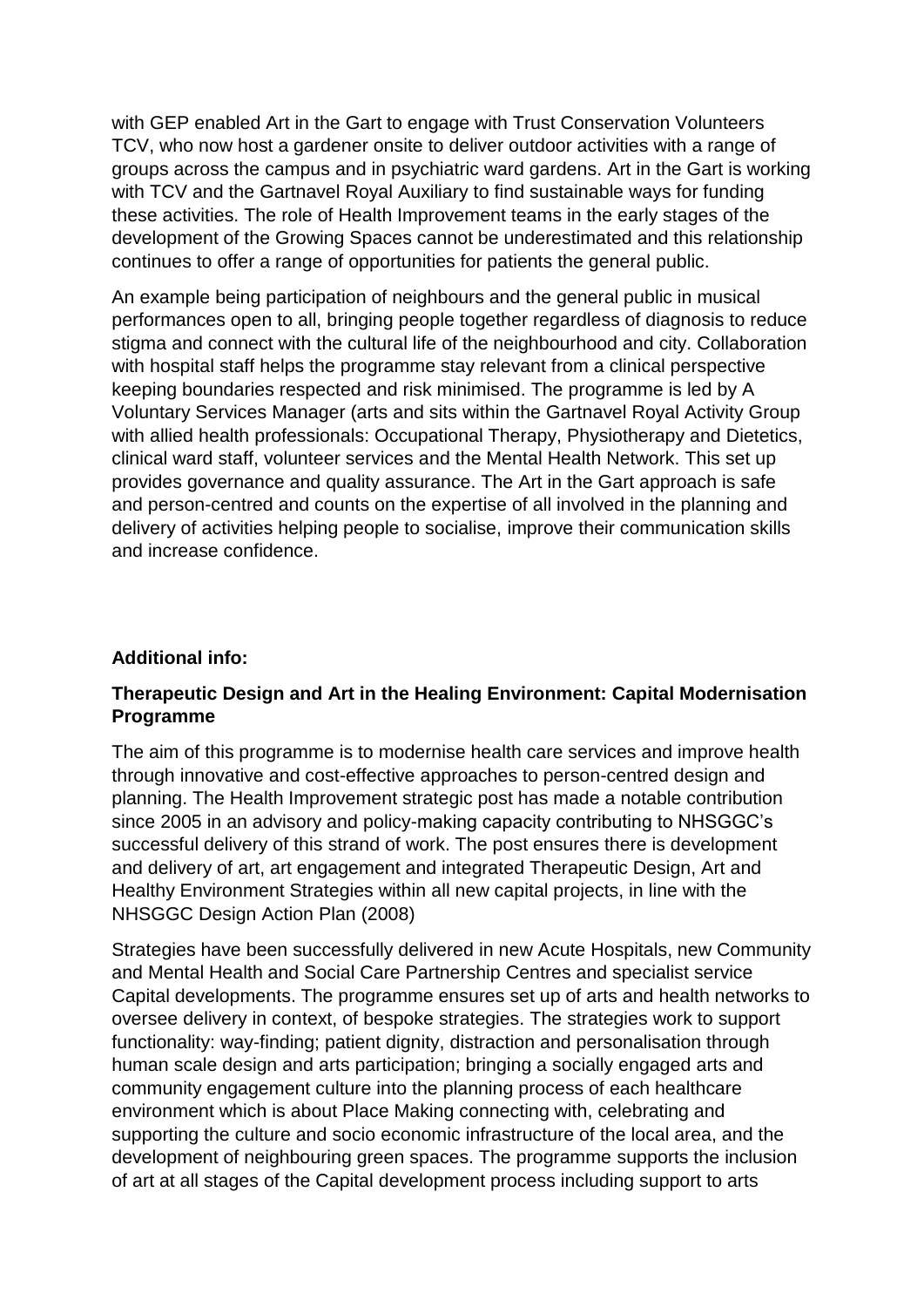with GEP enabled Art in the Gart to engage with Trust Conservation Volunteers TCV, who now host a gardener onsite to deliver outdoor activities with a range of groups across the campus and in psychiatric ward gardens. Art in the Gart is working with TCV and the Gartnavel Royal Auxiliary to find sustainable ways for funding these activities. The role of Health Improvement teams in the early stages of the development of the Growing Spaces cannot be underestimated and this relationship continues to offer a range of opportunities for patients the general public.

An example being participation of neighbours and the general public in musical performances open to all, bringing people together regardless of diagnosis to reduce stigma and connect with the cultural life of the neighbourhood and city. Collaboration with hospital staff helps the programme stay relevant from a clinical perspective keeping boundaries respected and risk minimised. The programme is led by A Voluntary Services Manager (arts and sits within the Gartnavel Royal Activity Group with allied health professionals: Occupational Therapy, Physiotherapy and Dietetics, clinical ward staff, volunteer services and the Mental Health Network. This set up provides governance and quality assurance. The Art in the Gart approach is safe and person-centred and counts on the expertise of all involved in the planning and delivery of activities helping people to socialise, improve their communication skills and increase confidence.

**Additional info:**

**Therapeutic Design and Art in the Healing Environment: Capital Modernisation Programme**

The aim of this programme is to modernise health care services and improve health through innovative and cost-effective approaches to person-centred design and planning. The Health Improvement strategic post has made a notable contribution since 2005 in an advisory and policy-making capacity contributing to NHSGGC's successful delivery of this strand of work. The post ensures there is development and delivery of art, art engagement and integrated Therapeutic Design, Art and Healthy Environment Strategies within all new capital projects, in line with the NHSGGC Design Action Plan (2008)

Strategies have been successfully delivered in new Acute Hospitals, new Community and Mental Health and Social Care Partnership Centres and specialist service Capital developments. The programme ensures set up of arts and health networks to oversee delivery in context, of bespoke strategies. The strategies work to support functionality: way-finding; patient dignity, distraction and personalisation through human scale design and arts participation; bringing a socially engaged arts and community engagement culture into the planning process of each healthcare environment which is about Place Making connecting with, celebrating and supporting the culture and socio economic infrastructure of the local area, and the development of neighbouring green spaces. The programme supports the inclusion of art at all stages of the Capital development process including support to arts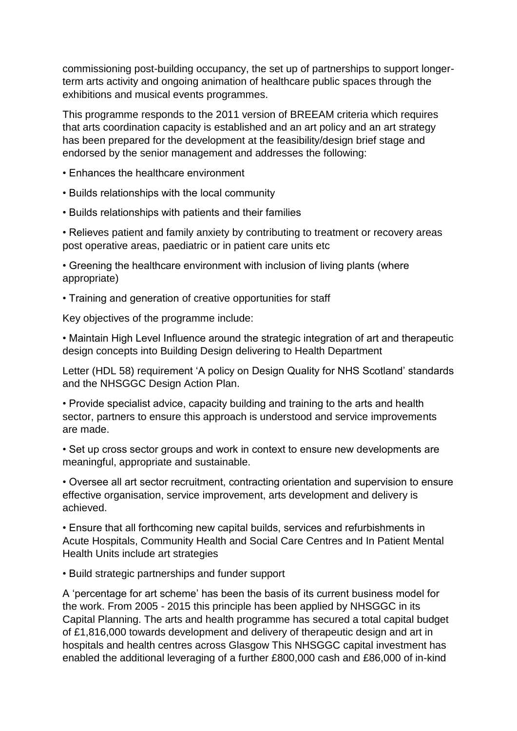commissioning post-building occupancy, the set up of partnerships to support longer-term arts activity and ongoing animation of healthcare public spaces through the exhibitions and musical events programmes.

This programme responds to the 2011 version of BREEAM criteria which requires that arts coordination capacity is established and an art policy and an art strategy has been prepared for the development at the feasibility/design brief stage and endorsed by the senior management and addresses the following:

- Enhances the healthcare environment
- Builds relationships with the local community
- Builds relationships with patients and their families
- Relieves patient and family anxiety by contributing to treatment or recovery areas post operative areas, paediatric or in patient care units etc
- Greening the healthcare environment with inclusion of living plants (where appropriate)
- Training and generation of creative opportunities for staff

Key objectives of the programme include:

- Maintain High Level Influence around the strategic integration of art and therapeutic design concepts into Building Design delivering to Health Department

Letter (HDL 58) requirement 'A policy on Design Quality for NHS Scotland' standards and the NHSGGC Design Action Plan.

- Provide specialist advice, capacity building and training to the arts and health sector, partners to ensure this approach is understood and service improvements are made.
- Set up cross sector groups and work in context to ensure new developments are meaningful, appropriate and sustainable.
- Oversee all art sector recruitment, contracting orientation and supervision to ensure effective organisation, service improvement, arts development and delivery is achieved.
- Ensure that all forthcoming new capital builds, services and refurbishments in Acute Hospitals, Community Health and Social Care Centres and In Patient Mental Health Units include art strategies
- Build strategic partnerships and funder support

A 'percentage for art scheme' has been the basis of its current business model for the work. From 2005 - 2015 this principle has been applied by NHSGGC in its Capital Planning. The arts and health programme has secured a total capital budget of £1,816,000 towards development and delivery of therapeutic design and art in hospitals and health centres across Glasgow This NHSGGC capital investment has enabled the additional leveraging of a further £800,000 cash and £86,000 of in-kind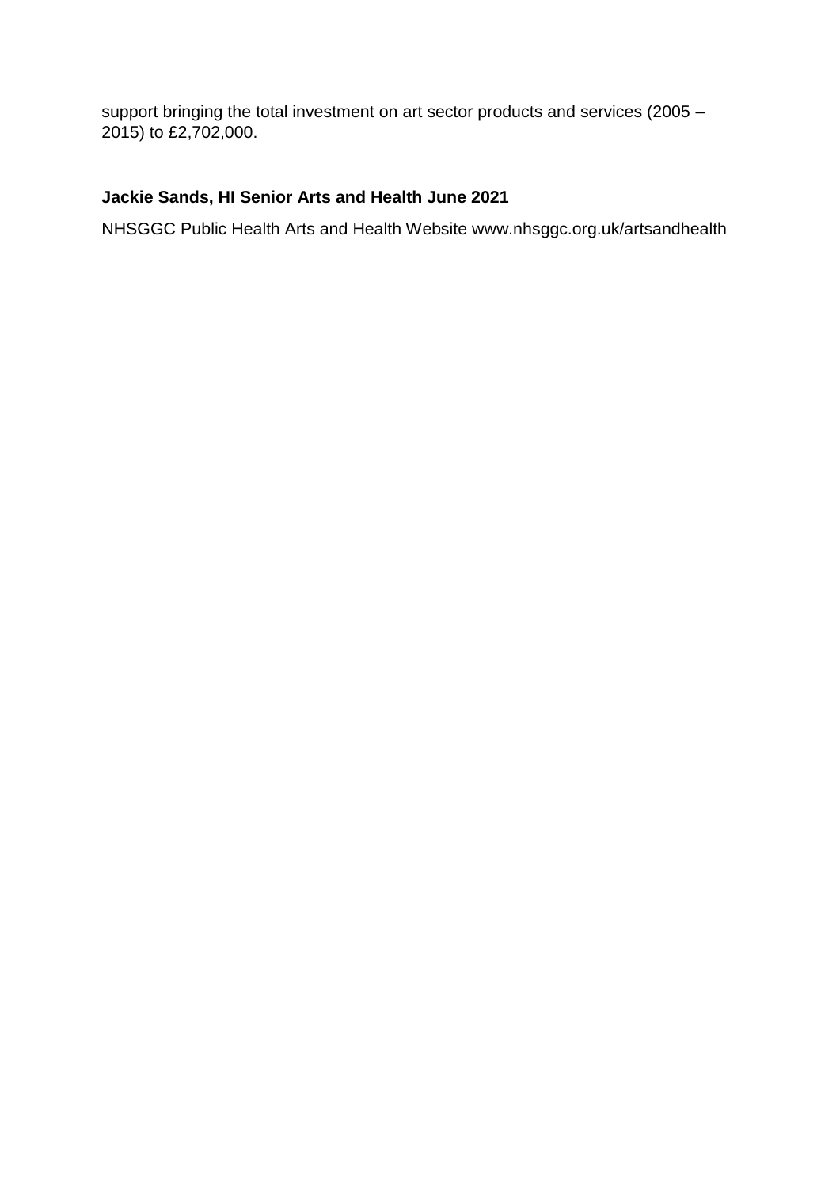support bringing the total investment on art sector products and services (2005 – 2015) to £2,702,000.

**Jackie Sands, HI Senior Arts and Health June 2021**

NHSGGC Public Health Arts and Health Website www.nhsggc.org.uk/artsandhealth